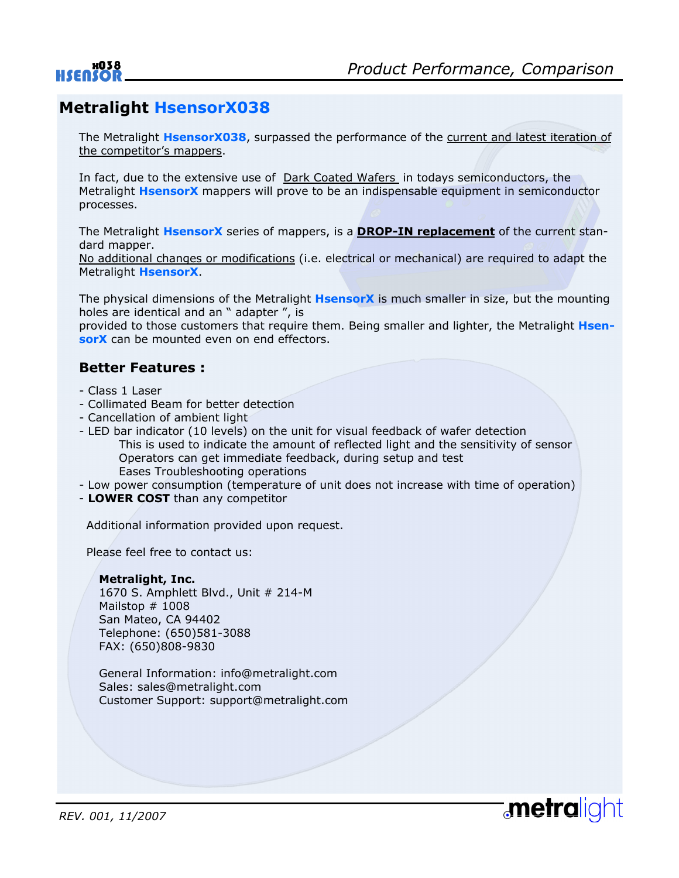# Metralight HsensorX038

The Metralight **HsensorX038**, surpassed the performance of the current and latest iteration of the competitor's mappers.

In fact, due to the extensive use of Dark Coated Wafers in todays semiconductors, the Metralight **HsensorX** mappers will prove to be an indispensable equipment in semiconductor processes.

The Metralight **HsensorX** series of mappers, is a **DROP-IN replacement** of the current standard mapper.
No additional changes or modifications (i.e. electrical or mechanical) are required to adapt the Metralight **HsensorX**.

The physical dimensions of the Metralight **HsensorX** is much smaller in size, but the mounting holes are identical and an " adapter ", is
provided to those customers that require them. Being smaller and lighter, the Metralight **HsensorX** can be mounted even on end effectors.

## Better Features :

- Class 1 Laser
- Collimated Beam for better detection
- Cancellation of ambient light
- LED bar indicator (10 levels) on the unit for visual feedback of wafer detection
  This is used to indicate the amount of reflected light and the sensitivity of sensor
  Operators can get immediate feedback, during setup and test
  Eases Troubleshooting operations
- Low power consumption (temperature of unit does not increase with time of operation)
- **LOWER COST** than any competitor

Additional information provided upon request.

Please feel free to contact us:

**Metralight, Inc.**
1670 S. Amphlett Blvd., Unit # 214-M
Mailstop # 1008
San Mateo, CA 94402
Telephone: (650)581-3088
FAX: (650)808-9830

General Information: info@metralight.com
Sales: sales@metralight.com
Customer Support: support@metralight.com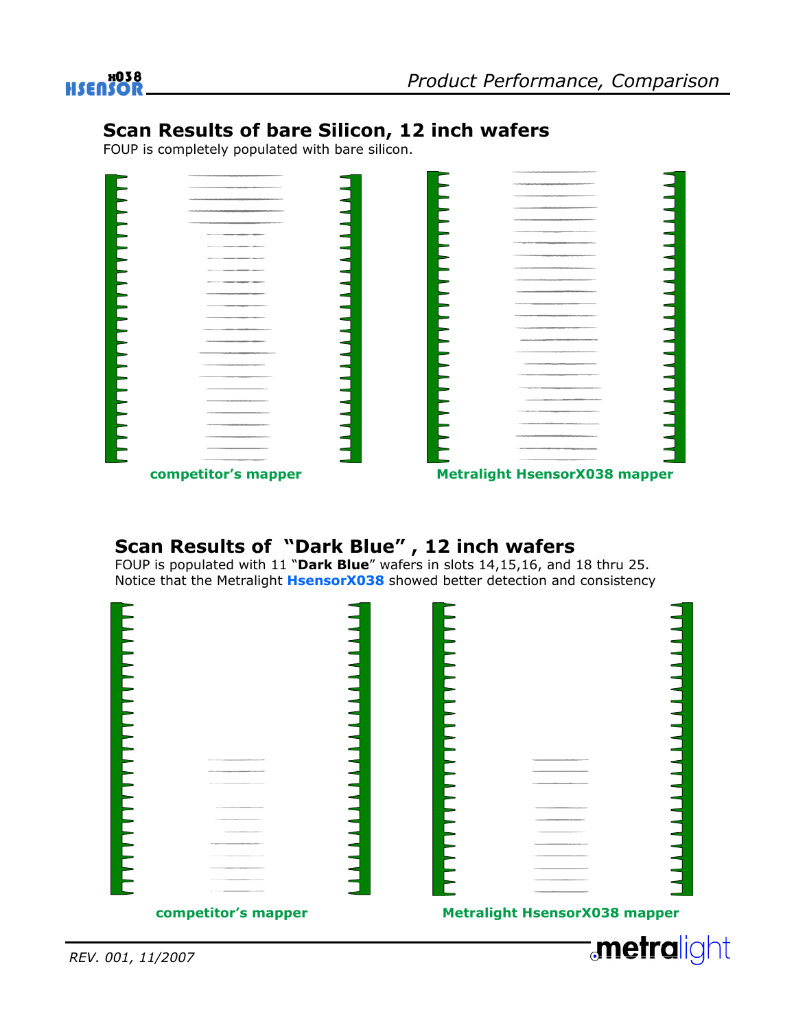## Scan Results of bare Silicon, 12 inch wafers

FOUP is completely populated with bare silicon.

competitor's mapper

Metralight HsensorX038 mapper

## Scan Results of "Dark Blue" , 12 inch wafers

FOUP is populated with 11 "**Dark Blue**" wafers in slots 14,15,16, and 18 thru 25.
Notice that the Metralight **HsensorX038** showed better detection and consistency

competitor's mapper

Metralight HsensorX038 mapper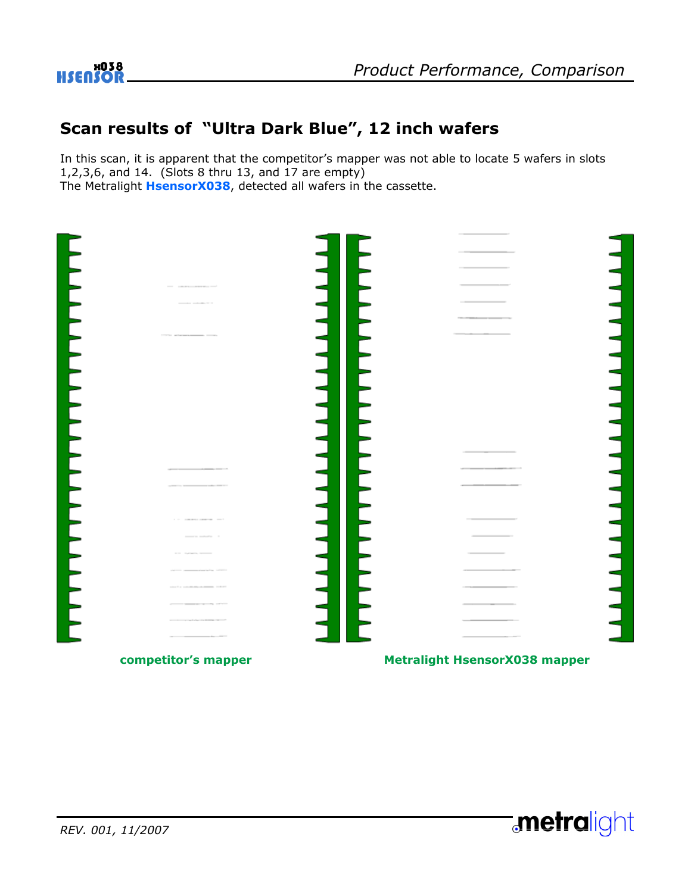## Scan results of "Ultra Dark Blue", 12 inch wafers

In this scan, it is apparent that the competitor's mapper was not able to locate 5 wafers in slots 1,2,3,6, and 14. (Slots 8 thru 13, and 17 are empty)
The Metralight **HsensorX038**, detected all wafers in the cassette.

**competitor's mapper**

**Metralight HsensorX038 mapper**